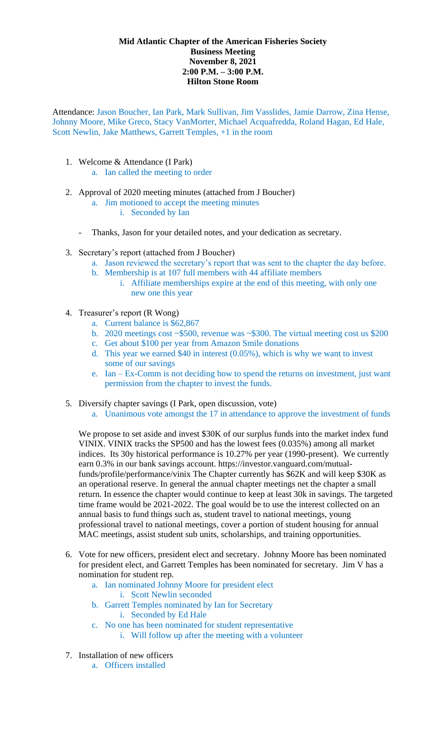**Mid Atlantic Chapter of the American Fisheries Society**
**Business Meeting**
**November 8, 2021**
**2:00 P.M. – 3:00 P.M.**
**Hilton Stone Room**

Attendance: Jason Boucher, Ian Park, Mark Sullivan, Jim Vasslides, Jamie Darrow, Zina Hense, Johnny Moore, Mike Greco, Stacy VanMorter, Michael Acquafredda, Roland Hagan, Ed Hale, Scott Newlin, Jake Matthews, Garrett Temples, +1 in the room

1. Welcome & Attendance (I Park)
   a. Ian called the meeting to order
2. Approval of 2020 meeting minutes (attached from J Boucher)
   a. Jim motioned to accept the meeting minutes
      i. Seconded by Ian

   - Thanks, Jason for your detailed notes, and your dedication as secretary.
3. Secretary's report (attached from J Boucher)
   a. Jason reviewed the secretary's report that was sent to the chapter the day before.
   b. Membership is at 107 full members with 44 affiliate members
      i. Affiliate memberships expire at the end of this meeting, with only one new one this year
4. Treasurer's report (R Wong)
   a. Current balance is $62,867
   b. 2020 meetings cost ~$500, revenue was ~$300. The virtual meeting cost us $200
   c. Get about $100 per year from Amazon Smile donations
   d. This year we earned $40 in interest (0.05%), which is why we want to invest some of our savings
   e. Ian – Ex-Comm is not deciding how to spend the returns on investment, just want permission from the chapter to invest the funds.
5. Diversify chapter savings (I Park, open discussion, vote)
   a. Unanimous vote amongst the 17 in attendance to approve the investment of funds

   We propose to set aside and invest $30K of our surplus funds into the market index fund VINIX. VINIX tracks the SP500 and has the lowest fees (0.035%) among all market indices. Its 30y historical performance is 10.27% per year (1990-present). We currently earn 0.3% in our bank savings account. https://investor.vanguard.com/mutual-funds/profile/performance/vinix The Chapter currently has $62K and will keep $30K as an operational reserve. In general the annual chapter meetings net the chapter a small return. In essence the chapter would continue to keep at least 30k in savings. The targeted time frame would be 2021-2022. The goal would be to use the interest collected on an annual basis to fund things such as, student travel to national meetings, young professional travel to national meetings, cover a portion of student housing for annual MAC meetings, assist student sub units, scholarships, and training opportunities.
6. Vote for new officers, president elect and secretary. Johnny Moore has been nominated for president elect, and Garrett Temples has been nominated for secretary. Jim V has a nomination for student rep.
   a. Ian nominated Johnny Moore for president elect
      i. Scott Newlin seconded
   b. Garrett Temples nominated by Ian for Secretary
      i. Seconded by Ed Hale
   c. No one has been nominated for student representative
      i. Will follow up after the meeting with a volunteer
7. Installation of new officers
   a. Officers installed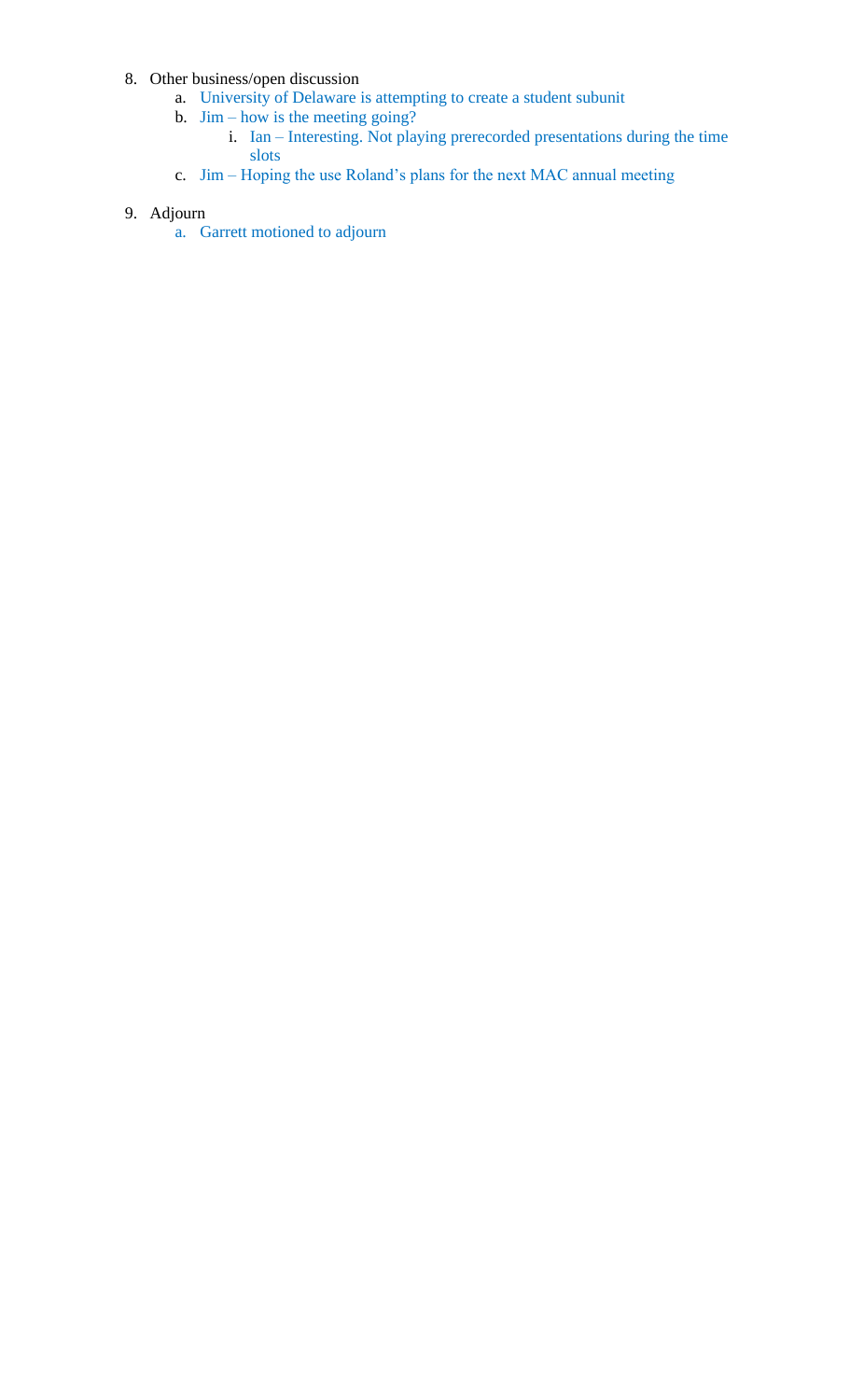8. Other business/open discussion
    a. University of Delaware is attempting to create a student subunit
    b. Jim – how is the meeting going?
        i. Ian – Interesting. Not playing prerecorded presentations during the time slots
    c. Jim – Hoping the use Roland's plans for the next MAC annual meeting

9. Adjourn
    a. Garrett motioned to adjourn